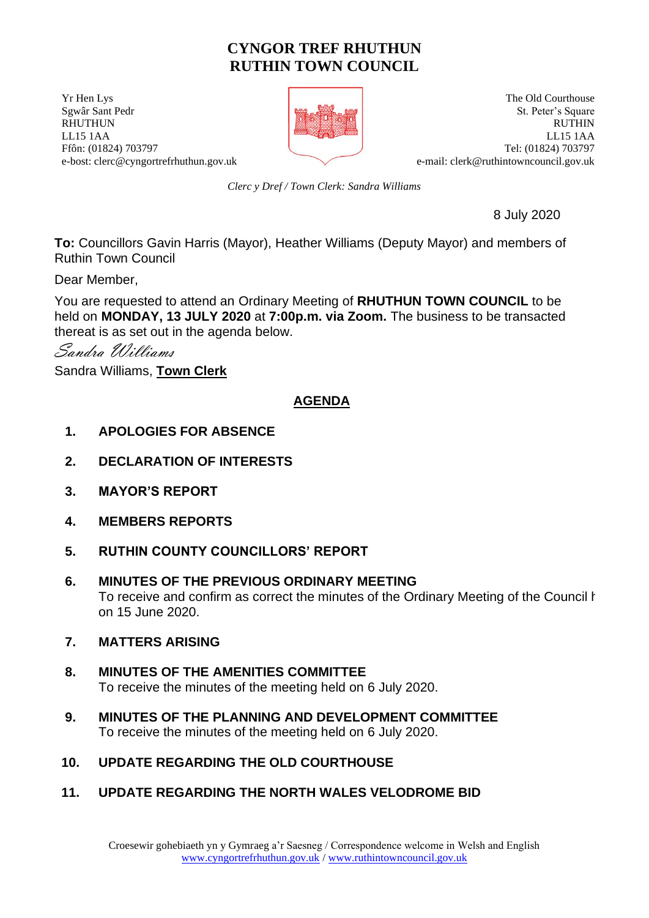# CYNGOR TREF RHUTHUN
# RUTHIN TOWN COUNCIL

Yr Hen Lys
Sgwâr Sant Pedr
RHUTHUN
LL15 1AA
Ffôn: (01824) 703797
e-bost: clerc@cyngortrefrhuthun.gov.uk

The Old Courthouse
St. Peter's Square
RUTHIN
LL15 1AA
Tel: (01824) 703797
e-mail: clerk@ruthintowncouncil.gov.uk

*Clerc y Dref / Town Clerk: Sandra Williams*

8 July 2020

**To:** Councillors Gavin Harris (Mayor), Heather Williams (Deputy Mayor) and members of Ruthin Town Council

Dear Member,

You are requested to attend an Ordinary Meeting of **RHUTHUN TOWN COUNCIL** to be held on **MONDAY, 13 JULY 2020** at **7:00p.m. via Zoom.** The business to be transacted thereat is as set out in the agenda below.

*Sandra Williams*

Sandra Williams, **Town Clerk**

## AGENDA

1. **APOLOGIES FOR ABSENCE**

2. **DECLARATION OF INTERESTS**

3. **MAYOR'S REPORT**

4. **MEMBERS REPORTS**

5. **RUTHIN COUNTY COUNCILLORS' REPORT**

6. **MINUTES OF THE PREVIOUS ORDINARY MEETING**
   To receive and confirm as correct the minutes of the Ordinary Meeting of the Council held on 15 June 2020.

7. **MATTERS ARISING**

8. **MINUTES OF THE AMENITIES COMMITTEE**
   To receive the minutes of the meeting held on 6 July 2020.

9. **MINUTES OF THE PLANNING AND DEVELOPMENT COMMITTEE**
   To receive the minutes of the meeting held on 6 July 2020.

10. **UPDATE REGARDING THE OLD COURTHOUSE**

11. **UPDATE REGARDING THE NORTH WALES VELODROME BID**

Croesewir gohebiaeth yn y Gymraeg a'r Saesneg / Correspondence welcome in Welsh and English
www.cyngortrefrhuthun.gov.uk / www.ruthintowncouncil.gov.uk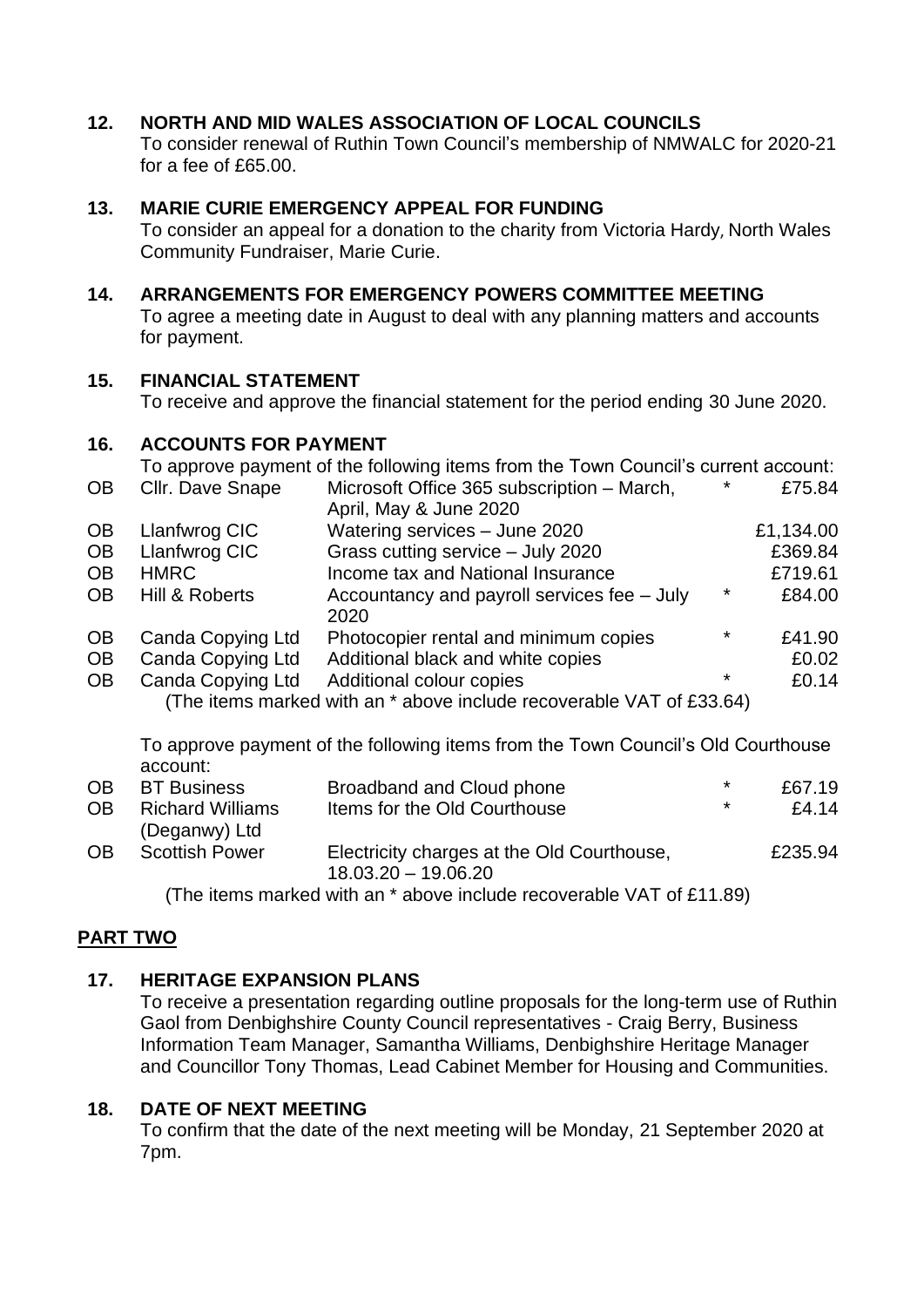## 12. NORTH AND MID WALES ASSOCIATION OF LOCAL COUNCILS

To consider renewal of Ruthin Town Council's membership of NMWALC for 2020-21 for a fee of £65.00.

## 13. MARIE CURIE EMERGENCY APPEAL FOR FUNDING

To consider an appeal for a donation to the charity from Victoria Hardy, North Wales Community Fundraiser, Marie Curie.

## 14. ARRANGEMENTS FOR EMERGENCY POWERS COMMITTEE MEETING

To agree a meeting date in August to deal with any planning matters and accounts for payment.

## 15. FINANCIAL STATEMENT

To receive and approve the financial statement for the period ending 30 June 2020.

## 16. ACCOUNTS FOR PAYMENT

To approve payment of the following items from the Town Council's current account:

| | | | | |
|---|---|---|---|---|
| OB | Cllr. Dave Snape | Microsoft Office 365 subscription – March, April, May & June 2020 | * | £75.84 |
| OB | Llanfwrog CIC | Watering services – June 2020 | | £1,134.00 |
| OB | Llanfwrog CIC | Grass cutting service – July 2020 | | £369.84 |
| OB | HMRC | Income tax and National Insurance | | £719.61 |
| OB | Hill & Roberts | Accountancy and payroll services fee – July 2020 | * | £84.00 |
| OB | Canda Copying Ltd | Photocopier rental and minimum copies | * | £41.90 |
| OB | Canda Copying Ltd | Additional black and white copies | | £0.02 |
| OB | Canda Copying Ltd | Additional colour copies | * | £0.14 |

(The items marked with an * above include recoverable VAT of £33.64)

To approve payment of the following items from the Town Council's Old Courthouse account:

| | | | | |
|---|---|---|---|---|
| OB | BT Business | Broadband and Cloud phone | * | £67.19 |
| OB | Richard Williams (Deganwy) Ltd | Items for the Old Courthouse | * | £4.14 |
| OB | Scottish Power | Electricity charges at the Old Courthouse, 18.03.20 – 19.06.20 | | £235.94 |

(The items marked with an * above include recoverable VAT of £11.89)

# PART TWO

## 17. HERITAGE EXPANSION PLANS

To receive a presentation regarding outline proposals for the long-term use of Ruthin Gaol from Denbighshire County Council representatives - Craig Berry, Business Information Team Manager, Samantha Williams, Denbighshire Heritage Manager and Councillor Tony Thomas, Lead Cabinet Member for Housing and Communities.

## 18. DATE OF NEXT MEETING

To confirm that the date of the next meeting will be Monday, 21 September 2020 at 7pm.